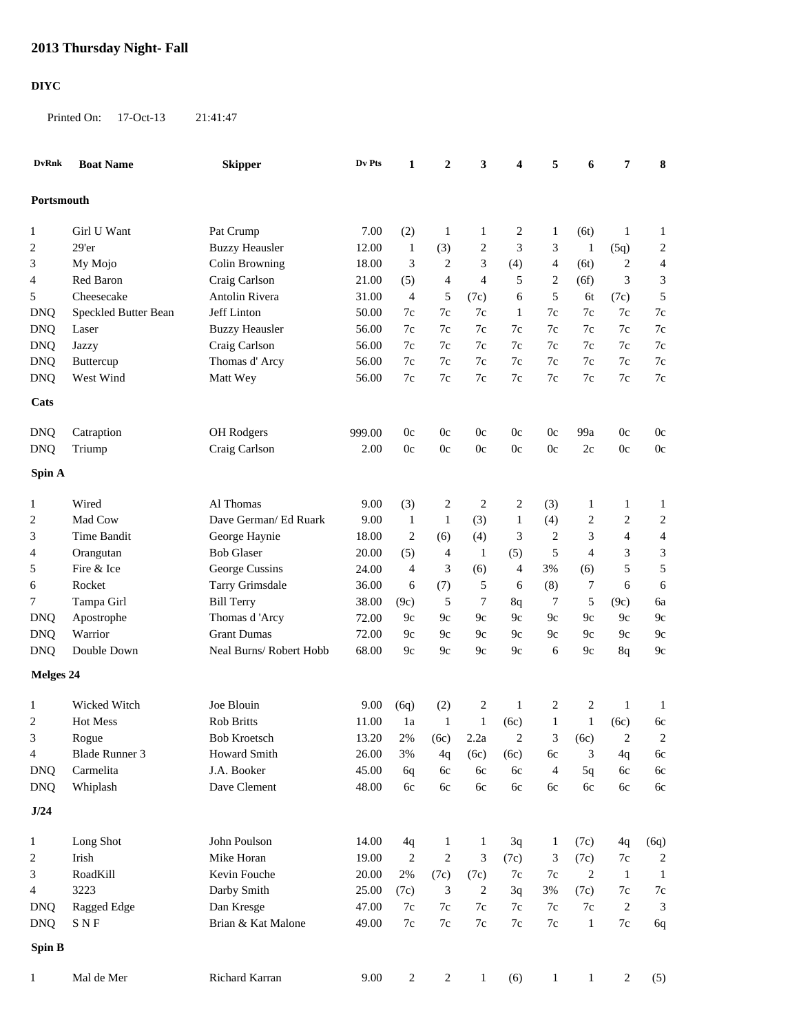## 2013 Thursday Night- Fall

**DIYC**

Printed On: 17-Oct-13 21:41:47

| DvRnk | Boat Name | Skipper | Dv Pts | 1 | 2 | 3 | 4 | 5 | 6 | 7 | 8 |
|---|---|---|---|---|---|---|---|---|---|---|---|
| **Portsmouth** | | | | | | | | | | | |
| 1 | Girl U Want | Pat Crump | 7.00 | (2) | 1 | 1 | 2 | 1 | (6t) | 1 | 1 |
| 2 | 29'er | Buzzy Heausler | 12.00 | 1 | (3) | 2 | 3 | 3 | 1 | (5q) | 2 |
| 3 | My Mojo | Colin Browning | 18.00 | 3 | 2 | 3 | (4) | 4 | (6t) | 2 | 4 |
| 4 | Red Baron | Craig Carlson | 21.00 | (5) | 4 | 4 | 5 | 2 | (6f) | 3 | 3 |
| 5 | Cheesecake | Antolin Rivera | 31.00 | 4 | 5 | (7c) | 6 | 5 | 6t | (7c) | 5 |
| DNQ | Speckled Butter Bean | Jeff Linton | 50.00 | 7c | 7c | 7c | 1 | 7c | 7c | 7c | 7c |
| DNQ | Laser | Buzzy Heausler | 56.00 | 7c | 7c | 7c | 7c | 7c | 7c | 7c | 7c |
| DNQ | Jazzy | Craig Carlson | 56.00 | 7c | 7c | 7c | 7c | 7c | 7c | 7c | 7c |
| DNQ | Buttercup | Thomas d' Arcy | 56.00 | 7c | 7c | 7c | 7c | 7c | 7c | 7c | 7c |
| DNQ | West Wind | Matt Wey | 56.00 | 7c | 7c | 7c | 7c | 7c | 7c | 7c | 7c |
| **Cats** | | | | | | | | | | | |
| DNQ | Catraption | OH Rodgers | 999.00 | 0c | 0c | 0c | 0c | 0c | 99a | 0c | 0c |
| DNQ | Triump | Craig Carlson | 2.00 | 0c | 0c | 0c | 0c | 0c | 2c | 0c | 0c |
| **Spin A** | | | | | | | | | | | |
| 1 | Wired | Al Thomas | 9.00 | (3) | 2 | 2 | 2 | (3) | 1 | 1 | 1 |
| 2 | Mad Cow | Dave German/ Ed Ruark | 9.00 | 1 | 1 | (3) | 1 | (4) | 2 | 2 | 2 |
| 3 | Time Bandit | George Haynie | 18.00 | 2 | (6) | (4) | 3 | 2 | 3 | 4 | 4 |
| 4 | Orangutan | Bob Glaser | 20.00 | (5) | 4 | 1 | (5) | 5 | 4 | 3 | 3 |
| 5 | Fire & Ice | George Cussins | 24.00 | 4 | 3 | (6) | 4 | 3% | (6) | 5 | 5 |
| 6 | Rocket | Tarry Grimsdale | 36.00 | 6 | (7) | 5 | 6 | (8) | 7 | 6 | 6 |
| 7 | Tampa Girl | Bill Terry | 38.00 | (9c) | 5 | 7 | 8q | 7 | 5 | (9c) | 6a |
| DNQ | Apostrophe | Thomas d 'Arcy | 72.00 | 9c | 9c | 9c | 9c | 9c | 9c | 9c | 9c |
| DNQ | Warrior | Grant Dumas | 72.00 | 9c | 9c | 9c | 9c | 9c | 9c | 9c | 9c |
| DNQ | Double Down | Neal Burns/ Robert Hobb | 68.00 | 9c | 9c | 9c | 9c | 6 | 9c | 8q | 9c |
| **Melges 24** | | | | | | | | | | | |
| 1 | Wicked Witch | Joe Blouin | 9.00 | (6q) | (2) | 2 | 1 | 2 | 2 | 1 | 1 |
| 2 | Hot Mess | Rob Britts | 11.00 | 1a | 1 | 1 | (6c) | 1 | 1 | (6c) | 6c |
| 3 | Rogue | Bob Kroetsch | 13.20 | 2% | (6c) | 2.2a | 2 | 3 | (6c) | 2 | 2 |
| 4 | Blade Runner 3 | Howard Smith | 26.00 | 3% | 4q | (6c) | (6c) | 6c | 3 | 4q | 6c |
| DNQ | Carmelita | J.A. Booker | 45.00 | 6q | 6c | 6c | 6c | 4 | 5q | 6c | 6c |
| DNQ | Whiplash | Dave Clement | 48.00 | 6c | 6c | 6c | 6c | 6c | 6c | 6c | 6c |
| **J/24** | | | | | | | | | | | |
| 1 | Long Shot | John Poulson | 14.00 | 4q | 1 | 1 | 3q | 1 | (7c) | 4q | (6q) |
| 2 | Irish | Mike Horan | 19.00 | 2 | 2 | 3 | (7c) | 3 | (7c) | 7c | 2 |
| 3 | RoadKill | Kevin Fouche | 20.00 | 2% | (7c) | (7c) | 7c | 7c | 2 | 1 | 1 |
| 4 | 3223 | Darby Smith | 25.00 | (7c) | 3 | 2 | 3q | 3% | (7c) | 7c | 7c |
| DNQ | Ragged Edge | Dan Kresge | 47.00 | 7c | 7c | 7c | 7c | 7c | 7c | 2 | 3 |
| DNQ | S N F | Brian & Kat Malone | 49.00 | 7c | 7c | 7c | 7c | 7c | 1 | 7c | 6q |
| **Spin B** | | | | | | | | | | | |
| 1 | Mal de Mer | Richard Karran | 9.00 | 2 | 2 | 1 | (6) | 1 | 1 | 2 | (5) |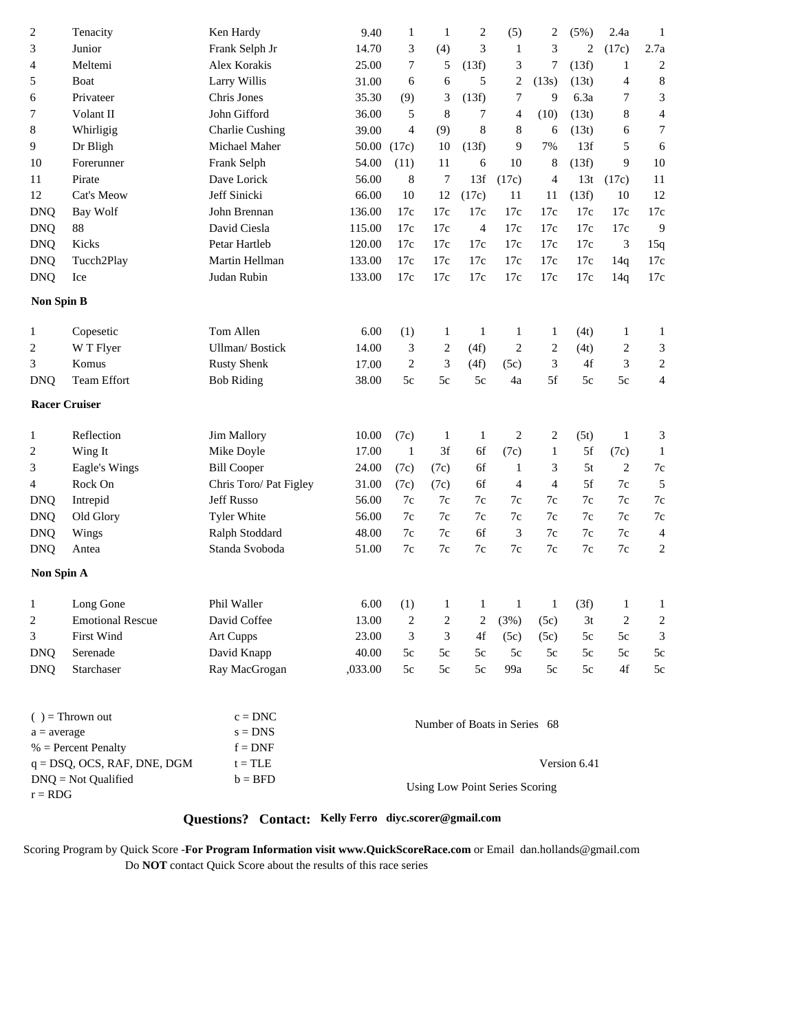| | | | | | | | | | | | | |
|---|---|---|---|---|---|---|---|---|---|---|---|---|
| 2 | Tenacity | Ken Hardy | 9.40 | 1 | 1 | 2 | (5) | 2 | (5%) | 2.4a | 1 |
| 3 | Junior | Frank Selph Jr | 14.70 | 3 | (4) | 3 | 1 | 3 | 2 | (17c) | 2.7a |
| 4 | Meltemi | Alex Korakis | 25.00 | 7 | 5 | (13f) | 3 | 7 | (13f) | 1 | 2 |
| 5 | Boat | Larry Willis | 31.00 | 6 | 6 | 5 | 2 | (13s) | (13t) | 4 | 8 |
| 6 | Privateer | Chris Jones | 35.30 | (9) | 3 | (13f) | 7 | 9 | 6.3a | 7 | 3 |
| 7 | Volant II | John Gifford | 36.00 | 5 | 8 | 7 | 4 | (10) | (13t) | 8 | 4 |
| 8 | Whirligig | Charlie Cushing | 39.00 | 4 | (9) | 8 | 8 | 6 | (13t) | 6 | 7 |
| 9 | Dr Bligh | Michael Maher | 50.00 | (17c) | 10 | (13f) | 9 | 7% | 13f | 5 | 6 |
| 10 | Forerunner | Frank Selph | 54.00 | (11) | 11 | 6 | 10 | 8 | (13f) | 9 | 10 |
| 11 | Pirate | Dave Lorick | 56.00 | 8 | 7 | 13f | (17c) | 4 | 13t | (17c) | 11 |
| 12 | Cat's Meow | Jeff Sinicki | 66.00 | 10 | 12 | (17c) | 11 | 11 | (13f) | 10 | 12 |
| DNQ | Bay Wolf | John Brennan | 136.00 | 17c | 17c | 17c | 17c | 17c | 17c | 17c | 17c |
| DNQ | 88 | David Ciesla | 115.00 | 17c | 17c | 4 | 17c | 17c | 17c | 17c | 9 |
| DNQ | Kicks | Petar Hartleb | 120.00 | 17c | 17c | 17c | 17c | 17c | 17c | 3 | 15q |
| DNQ | Tucch2Play | Martin Hellman | 133.00 | 17c | 17c | 17c | 17c | 17c | 17c | 14q | 17c |
| DNQ | Ice | Judan Rubin | 133.00 | 17c | 17c | 17c | 17c | 17c | 17c | 14q | 17c |

**Non Spin B**

| | | | | | | | | | | | |
|---|---|---|---|---|---|---|---|---|---|---|---|
| 1 | Copesetic | Tom Allen | 6.00 | (1) | 1 | 1 | 1 | 1 | (4t) | 1 | 1 |
| 2 | W T Flyer | Ullman/ Bostick | 14.00 | 3 | 2 | (4f) | 2 | 2 | (4t) | 2 | 3 |
| 3 | Komus | Rusty Shenk | 17.00 | 2 | 3 | (4f) | (5c) | 3 | 4f | 3 | 2 |
| DNQ | Team Effort | Bob Riding | 38.00 | 5c | 5c | 5c | 4a | 5f | 5c | 5c | 4 |

**Racer Cruiser**

| | | | | | | | | | | | |
|---|---|---|---|---|---|---|---|---|---|---|---|
| 1 | Reflection | Jim Mallory | 10.00 | (7c) | 1 | 1 | 2 | 2 | (5t) | 1 | 3 |
| 2 | Wing It | Mike Doyle | 17.00 | 1 | 3f | 6f | (7c) | 1 | 5f | (7c) | 1 |
| 3 | Eagle's Wings | Bill Cooper | 24.00 | (7c) | (7c) | 6f | 1 | 3 | 5t | 2 | 7c |
| 4 | Rock On | Chris Toro/ Pat Figley | 31.00 | (7c) | (7c) | 6f | 4 | 4 | 5f | 7c | 5 |
| DNQ | Intrepid | Jeff Russo | 56.00 | 7c | 7c | 7c | 7c | 7c | 7c | 7c | 7c |
| DNQ | Old Glory | Tyler White | 56.00 | 7c | 7c | 7c | 7c | 7c | 7c | 7c | 7c |
| DNQ | Wings | Ralph Stoddard | 48.00 | 7c | 7c | 6f | 3 | 7c | 7c | 7c | 4 |
| DNQ | Antea | Standa Svoboda | 51.00 | 7c | 7c | 7c | 7c | 7c | 7c | 7c | 2 |

**Non Spin A**

| | | | | | | | | | | | |
|---|---|---|---|---|---|---|---|---|---|---|---|
| 1 | Long Gone | Phil Waller | 6.00 | (1) | 1 | 1 | 1 | 1 | (3f) | 1 | 1 |
| 2 | Emotional Rescue | David Coffee | 13.00 | 2 | 2 | 2 | (3%) | (5c) | 3t | 2 | 2 |
| 3 | First Wind | Art Cupps | 23.00 | 3 | 3 | 4f | (5c) | (5c) | 5c | 5c | 3 |
| DNQ | Serenade | David Knapp | 40.00 | 5c | 5c | 5c | 5c | 5c | 5c | 5c | 5c |
| DNQ | Starchaser | Ray MacGrogan | ,033.00 | 5c | 5c | 5c | 99a | 5c | 5c | 4f | 5c |

( ) = Thrown out
a = average
% = Percent Penalty
q = DSQ, OCS, RAF, DNE, DGM
DNQ = Not Qualified
r = RDG

c = DNC
s = DNS
f = DNF
t = TLE
b = BFD

Number of Boats in Series 68

Version 6.41

Using Low Point Series Scoring

**Questions? Contact: Kelly Ferro diyc.scorer@gmail.com**

Scoring Program by Quick Score -**For Program Information visit www.QuickScoreRace.com** or Email dan.hollands@gmail.com
Do **NOT** contact Quick Score about the results of this race series